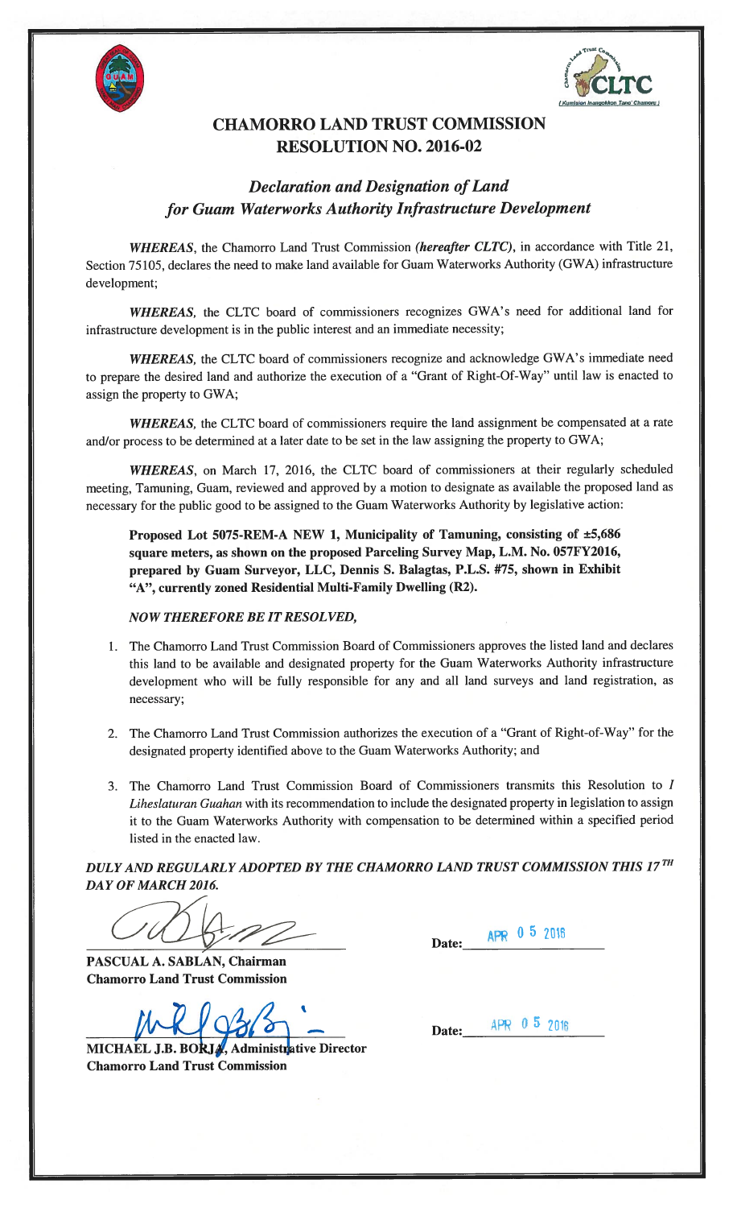# CHAMORRO LAND TRUST COMMISSION
# RESOLUTION NO. 2016-02

## *Declaration and Designation of Land for Guam Waterworks Authority Infrastructure Development*

***WHEREAS***, the Chamorro Land Trust Commission (***hereafter CLTC***), in accordance with Title 21, Section 75105, declares the need to make land available for Guam Waterworks Authority (GWA) infrastructure development;

***WHEREAS,*** the CLTC board of commissioners recognizes GWA's need for additional land for infrastructure development is in the public interest and an immediate necessity;

***WHEREAS,*** the CLTC board of commissioners recognize and acknowledge GWA's immediate need to prepare the desired land and authorize the execution of a "Grant of Right-Of-Way" until law is enacted to assign the property to GWA;

***WHEREAS,*** the CLTC board of commissioners require the land assignment be compensated at a rate and/or process to be determined at a later date to be set in the law assigning the property to GWA;

***WHEREAS***, on March 17, 2016, the CLTC board of commissioners at their regularly scheduled meeting, Tamuning, Guam, reviewed and approved by a motion to designate as available the proposed land as necessary for the public good to be assigned to the Guam Waterworks Authority by legislative action:

**Proposed Lot 5075-REM-A NEW 1, Municipality of Tamuning, consisting of ±5,686 square meters, as shown on the proposed Parceling Survey Map, L.M. No. 057FY2016, prepared by Guam Surveyor, LLC, Dennis S. Balagtas, P.L.S. #75, shown in Exhibit "A", currently zoned Residential Multi-Family Dwelling (R2).**

***NOW THEREFORE BE IT RESOLVED,***

1. The Chamorro Land Trust Commission Board of Commissioners approves the listed land and declares this land to be available and designated property for the Guam Waterworks Authority infrastructure development who will be fully responsible for any and all land surveys and land registration, as necessary;

2. The Chamorro Land Trust Commission authorizes the execution of a "Grant of Right-of-Way" for the designated property identified above to the Guam Waterworks Authority; and

3. The Chamorro Land Trust Commission Board of Commissioners transmits this Resolution to *I Liheslaturan Guahan* with its recommendation to include the designated property in legislation to assign it to the Guam Waterworks Authority with compensation to be determined within a specified period listed in the enacted law.

***DULY AND REGULARLY ADOPTED BY THE CHAMORRO LAND TRUST COMMISSION THIS 17TH DAY OF MARCH 2016.***

**PASCUAL A. SABLAN, Chairman**
**Chamorro Land Trust Commission**

Date: APR 05 2016

**MICHAEL J.B. BORJA, Administrative Director**
**Chamorro Land Trust Commission**

Date: APR 05 2016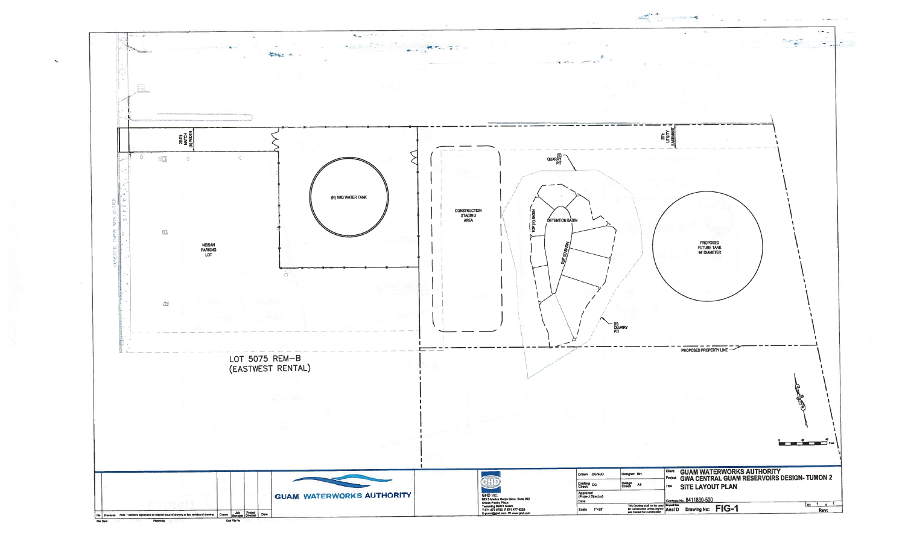20.0' MATCH (E) WIDTH

NISSAN PARKING LOT

(N) 1MG WATER TANK

CONSTRUCTION STAGING AREA

(E) QUARRY PIT

TOP (E) BASIN

DETENTION BASIN

TOE (E) BASIN

(E) QUARRY PIT

20' UTILITY EASEMENT

PROPOSED FUTURE TANK 94' DIAMETER

PROPOSED PROPERTY LINE

LOT 5075 REM–B
(EASTWEST RENTAL)

CONCRETE CURVE WITH GUTTER

SIDEWALK

GUAM WATERWORKS AUTHORITY

GHD Inc.
865 S Marine Corps Drive, Suite 202
Tamuning 96913 Guam
T 671 472 6792 F 671 472 6229
E guam@ghd.com W www.ghd.com

| | |
|---|---|
| Drawn | DG/SJD |
| Designer | SH |
| Drafting Check | DG |
| Design Check | AS |
| Approved (Project Director) | |
| Date | |
| Scale | 1"=20' |

This Drawing shall not be used for Construction unless Signed and Sealed For Construction

Client: GUAM WATERWORKS AUTHORITY

Project: GWA CENTRAL GUAM RESERVOIRS DESIGN- TUMON 2

Title: SITE LAYOUT PLAN

Contract No. 8411830-500

Original Size: Ansi D

Drawing No: FIG-1

Sheet 1 of 1

Rev:

| No | Revision | Note: * indicates signatures on original issue of drawing or last revision of drawing | Drawn | Job Manager | Project Director | Date |
|---|---|---|---|---|---|---|

Plot Date | Plotted by | Cad File No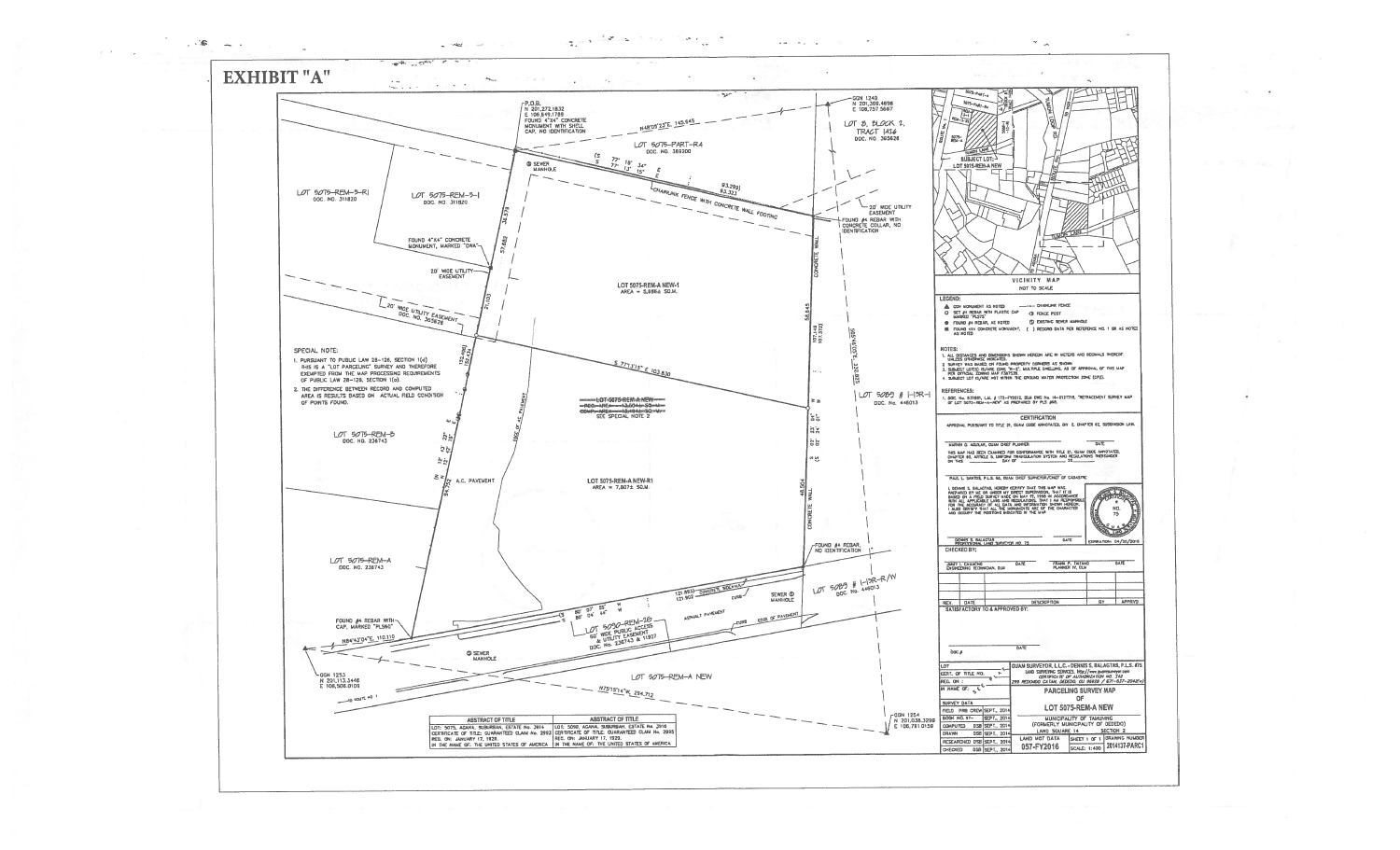# EXHIBIT "A"

P.O.B.
N 201,272.1832
E 106,649.1789
FOUND 4"X4" CONCRETE MONUMENT WITH SHELL CAP, NO IDENTIFICATION

GGN 1249
N 201,269.4698
E 106,757.5667

N48°05'23"E 143.645

LOT 5075-PART-R4
DOC. NO. 369300

LOT 8, BLOCK 3, TRACT 1416
DOC. NO. 363626

S 77° 18' 34" E 83.299
S 77° 12' 15" E 83.323

CHAINLINK FENCE WITH CONCRETE WALL FOOTING

20' WIDE UTILITY EASEMENT

FOUND #4 REBAR WITH CONCRETE COLLAR, NO IDENTIFICATION

SEWER MANHOLE

LOT 5075-REM-3-R1
DOC. NO. 311820

LOT 5075-REM-3-1
DOC. NO. 311820

FOUND 4"X4" CONCRETE MONUMENT, MARKED "DWA"

20' WIDE UTILITY EASEMENT

20' WIDE UTILITY EASEMENT
DOC. NO. 363626

LOT 5075-REM-A NEW-1
AREA = 5,886± SQ.M.

CONCRETE WALL

S 77°11'12" E 103.830

LOT 5075-REM-A NEW
REC. AREA = 13,504± SQ.M.
COMP. AREA = 13,691± SQ.M.
SEE SPECIAL NOTE 2

EDGE OF A.C. PAVEMENT

A.C. PAVEMENT

LOT 5075-REM-A NEW-R1
AREA = 7,807± SQ.M.

LOT 5089 # 1-13R-1
DOC. No. 446013

LOT 5089 # 1-13R-R/W
DOC. No. 446013

SPECIAL NOTE:

1. PURSUANT TO PUBLIC LAW 28-126, SECTION 1(d) THIS IS A "LOT PARCELING" SURVEY AND THEREFORE EXEMPTED FROM THE MAP PROCESSING REQUIREMENTS OF PUBLIC LAW 28-126, SECTION 1(d).
2. THE DIFFERENCE BETWEEN RECORD AND COMPUTED AREA IS RESULTS BASED ON ACTUAL FIELD CONDITION OF POINTS FOUND.

LOT 5075-REM-B
DOC. NO. 236743

LOT 5075-REM-A
DOC. NO. 236743

N 12° 42' 27" E
N 12° 12' 13" E

FOUND #4 REBAR WITH CAP, MARKED "PLS60"

N84°43'04"E 110.110

FOUND #4 REBAR, NO IDENTIFICATION

S 86° 07' 55" W
S 86° 04' 56" W

CONCRETE SIDEWALK

CURB

SEWER MANHOLE

LOT 5090-REM-50
60' WIDE PUBLIC ACCESS & UTILITY EASEMENT
DOC. No. 236743 & 11927

ASPHALT PAVEMENT

CURB EDGE OF PAVEMENT

SEWER MANHOLE

GGN 1253
N 201,113.3446
E 106,506.0109

TO ROUTE NO. 1

LOT 5075-REM-A NEW

N75°15'14"W 284.712

GGN 1254
N 201,038.3298
E 106,781.0159

| ABSTRACT OF TITLE | ABSTRACT OF TITLE |
|---|---|
| LOT: 5075, AGANA, SUBURBAN, ESTATE No. 3914 | LOT: 5090, AGANA, SUBURBAN, ESTATE No. 2916 |
| CERTIFICATE OF TITLE: GUARANTEED CLAIM No. 2993 | CERTIFICATE OF TITLE: GUARANTEED CLAIM No. 2995 |
| REG. ON: JANUARY 17, 1928 | REG. ON: JANUARY 17, 1928 |
| IN THE NAME OF: THE UNITED STATES OF AMERICA | IN THE NAME OF: THE UNITED STATES OF AMERICA |

## VICINITY MAP
NOT TO SCALE

SUBJECT LOT: LOT 5075-REM-A NEW

### LEGEND:

- GGN MONUMENT AS NOTED
- SET #4 REBAR WITH PLASTIC CAP MARKED "PLS75"
- FOUND #4 REBAR, AS NOTED
- FOUND 4X4 CONCRETE MONUMENT, AS NOTED
- CHAINLINK FENCE
- FENCE POST
- EXISTING SEWER MANHOLE
- ( ) RECORD DATA PER REFERENCE NO. 1 OR AS NOTED

### NOTES:

1. ALL DISTANCES AND DIMENSIONS SHOWN HEREON ARE IN METERS AND DECIMALS THEREOF UNLESS OTHERWISE INDICATED.
2. SURVEY WAS BASED ON FOUND PROPERTY CORNERS AS SHOWN.
3. SUBJECT LOT(S) IS/ARE ZONE "R-2", MULTIPLE DWELLING, AS OF APPROVAL OF THIS MAP PER OFFICIAL ZONING MAP STATUS.
4. SUBJECT LOT IS/ARE NOT WITHIN THE GROUND WATER PROTECTION ZONE (GPZ).

### REFERENCES:

1. DOC. No. 537881, L.M. 1-172-FY2013, DLM DWG No. 14-0127718, "RETRACEMENT SURVEY MAP OF LOT 5075-REM-A-NEW" AS PREPARED BY PLS (###).

### CERTIFICATION

APPROVAL PURSUANT TO TITLE 21, GUAM CODE ANNOTATED, DIV. 2, CHAPTER 62, SUBDIVISION LAW.

MARVIN Q. AGUILAR, GUAM CHIEF PLANNER — DATE

THIS MAP HAS BEEN EXAMINED FOR CONFORMANCE WITH TITLE 21, GUAM CODE ANNOTATED, CHAPTER 63, ARTICLE 2, MAPPING TRIANGULATION SYSTEM AND REGULATIONS THEREUNDER ON THIS ___ DAY OF ___, 20__.

PAUL L. SANTOS, P.L.S. 62, GUAM CHIEF SURVEYOR/CHIEF OF CADASTRE

I, DENNIS S. BALAGTAS, HEREBY CERTIFY THAT THIS MAP WAS PREPARED BY ME OR UNDER MY DIRECT SUPERVISION, THAT IT IS BASED ON A FIELD SURVEY MADE ON MAY 7, 2016 IN ACCORDANCE WITH ALL APPLICABLE LAWS AND REGULATIONS, THAT I AM RESPONSIBLE FOR THE ACCURACY OF ALL DATA AND INFORMATION SHOWN HEREON. I ALSO CERTIFY THAT ALL THE MONUMENTS ARE OF THE CHARACTER AND OCCUPY THE POSITIONS INDICATED IN THE MAP.

DENNIS S. BALAGTAS, PROFESSIONAL LAND SURVEYOR NO. 75 — DATE — EXPIRATION: 04/30/2016

### CHECKED BY:

JANET I. CAMACHO, ENGINEERING TECHNICIAN, DLM — DATE
FRANK P. TAITANO, PLANNER IV, DLM — DATE

| REV. | DATE | DESCRIPTION | BY | APPROVED |
|---|---|---|---|---|

SATISFACTORY TO & APPROVED BY:

DOC.# — DATE

LOT ___
CERT. OF TITLE NO. ___
REG. ON: ___
IN NAME OF: ___

GUAM SURVEYOR, L.L.C. - DENNIS S. BALAGTAS, P.L.S. #75
LAND SURVEYING SERVICES
CERTIFICATE OF AUTHORIZATION NO. 242
299 REDONDO CATAN, DEDEDO, GU 96929 / 671-637-2042

## PARCELING SURVEY MAP OF LOT 5075-REM-A NEW

MUNICIPALITY OF TAMUNING (FORMERLY MUNICIPALITY OF DEDEDO)
LAND SQUARE 14 SECTION 2

| SURVEY DATA | | |
|---|---|---|
| FIELD | PIRB CREW | SEPT., 2014 |
| BOOK NO. 97- | | SEPT., 2014 |
| COMPUTED | DSB | SEPT., 2014 |
| DRAWN | DSB | SEPT., 2014 |
| RESEARCHED | DSB | SEPT., 2014 |
| CHECKED | DSB | SEPT., 2014 |

LAND MGT DATA: 057-FY2016
SHEET: 1 OF 1
SCALE: 1:400
DRAWING NUMBER: 2814137-PARC1